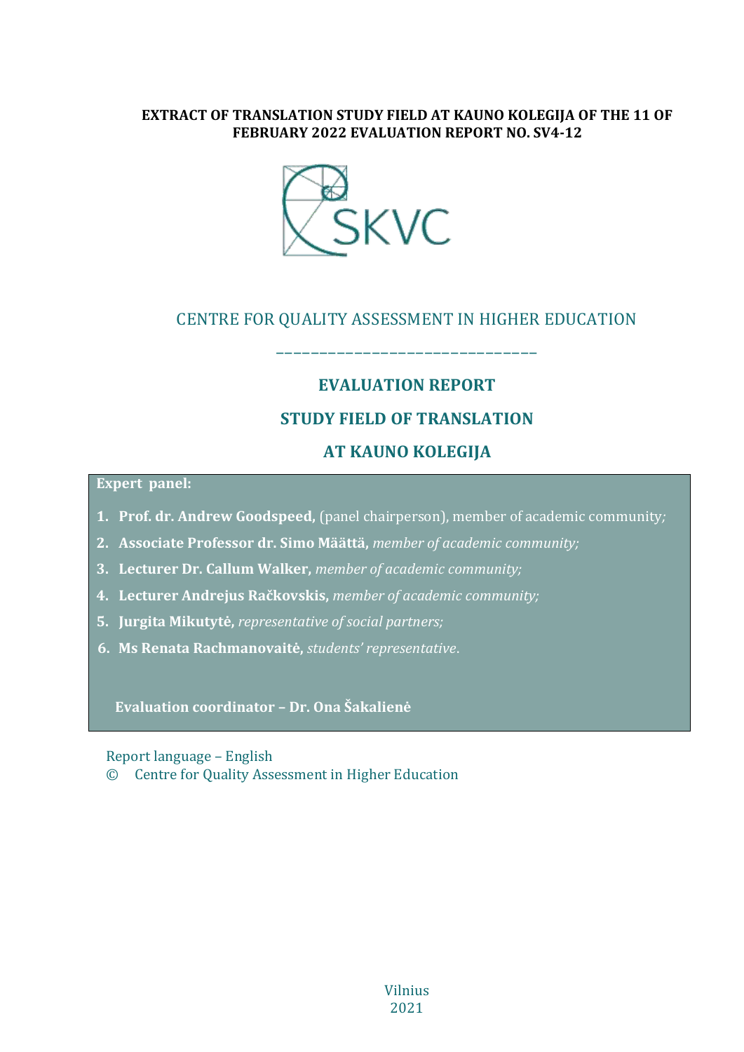**EXTRACT OF TRANSLATION STUDY FIELD AT KAUNO KOLEGIJA OF THE 11 OF FEBRUARY 2022 EVALUATION REPORT NO. SV4-12**

SKVC

CENTRE FOR QUALITY ASSESSMENT IN HIGHER EDUCATION

______________________________

# EVALUATION REPORT

# STUDY FIELD OF TRANSLATION

# AT KAUNO KOLEGIJA

**Expert panel:**

1. **Prof. dr. Andrew Goodspeed,** (panel chairperson), member of academic community*;*
2. **Associate Professor dr. Simo Määttä,** *member of academic community;*
3. **Lecturer Dr. Callum Walker,** *member of academic community;*
4. **Lecturer Andrejus Račkovskis,** *member of academic community;*
5. **Jurgita Mikutytė,** *representative of social partners;*
6. **Ms Renata Rachmanovaitė,** *students' representative.*

**Evaluation coordinator – Dr. Ona Šakalienė**

Report language – English

© Centre for Quality Assessment in Higher Education

Vilnius
2021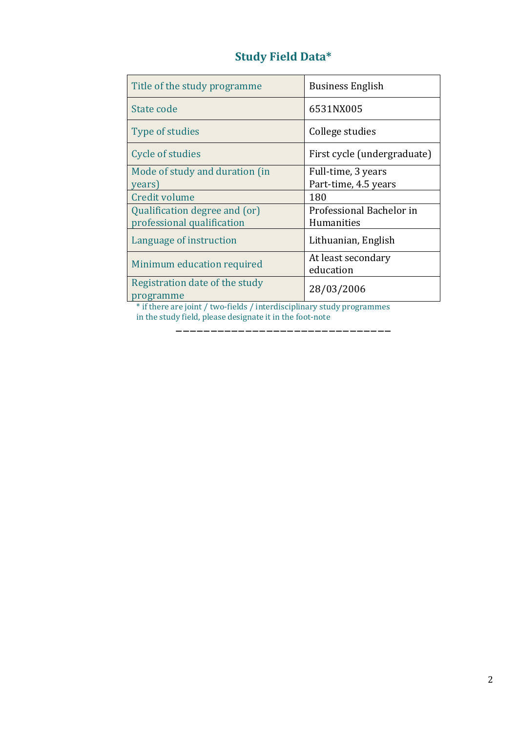## Study Field Data*

| Title of the study programme | Business English |
|---|---|
| State code | 6531NX005 |
| Type of studies | College studies |
| Cycle of studies | First cycle (undergraduate) |
| Mode of study and duration (in years) | Full-time, 3 years<br>Part-time, 4.5 years |
| Credit volume | 180 |
| Qualification degree and (or) professional qualification | Professional Bachelor in Humanities |
| Language of instruction | Lithuanian, English |
| Minimum education required | At least secondary education |
| Registration date of the study programme | 28/03/2006 |

* if there are joint / two-fields / interdisciplinary study programmes in the study field, please designate it in the foot-note

———————————————————————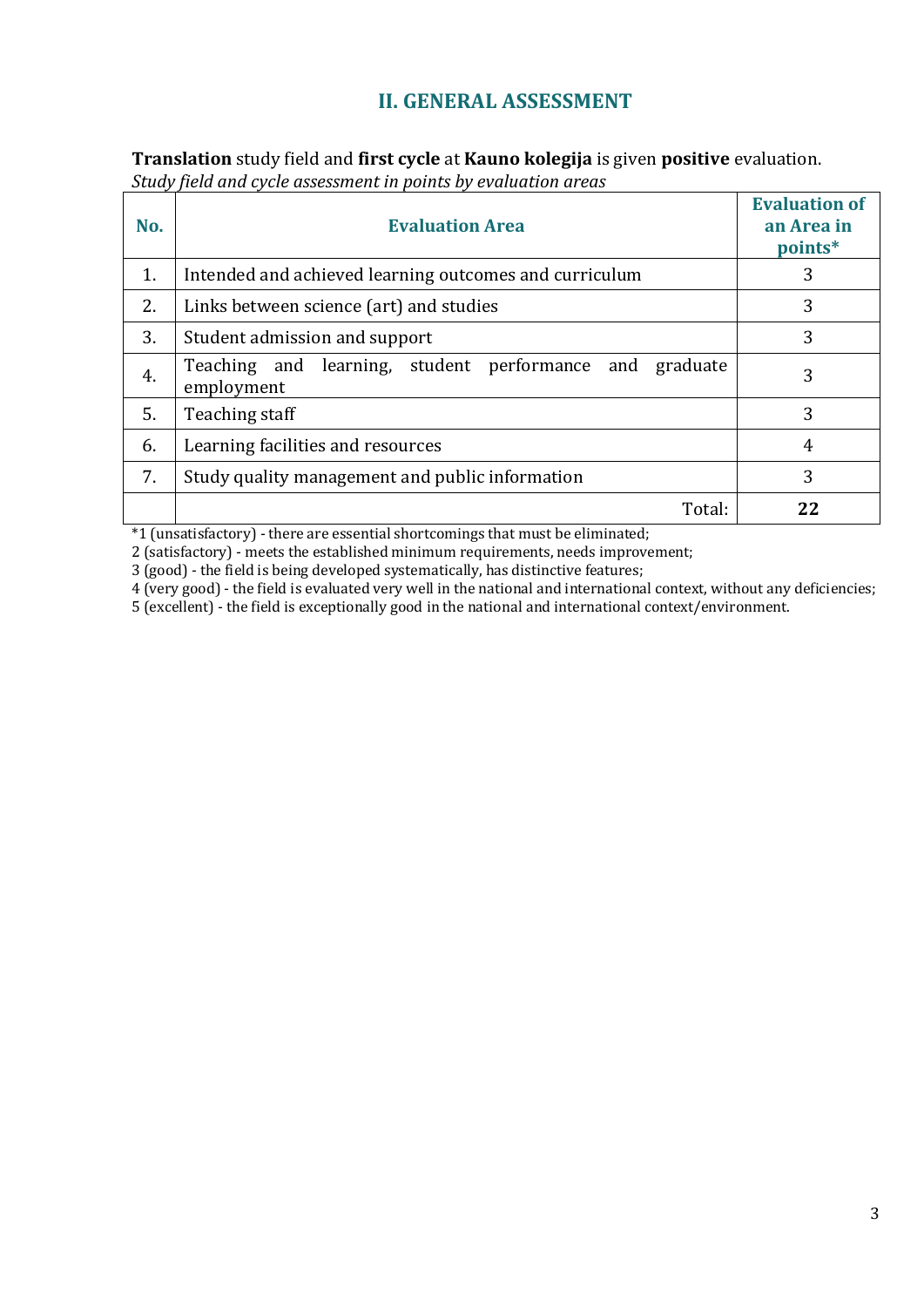## II. GENERAL ASSESSMENT

**Translation** study field and **first cycle** at **Kauno kolegija** is given **positive** evaluation.

*Study field and cycle assessment in points by evaluation areas*

| No. | Evaluation Area | Evaluation of an Area in points* |
|---|---|---|
| 1. | Intended and achieved learning outcomes and curriculum | 3 |
| 2. | Links between science (art) and studies | 3 |
| 3. | Student admission and support | 3 |
| 4. | Teaching and learning, student performance and graduate employment | 3 |
| 5. | Teaching staff | 3 |
| 6. | Learning facilities and resources | 4 |
| 7. | Study quality management and public information | 3 |
| | Total: | **22** |

*1 (unsatisfactory) - there are essential shortcomings that must be eliminated;
2 (satisfactory) - meets the established minimum requirements, needs improvement;
3 (good) - the field is being developed systematically, has distinctive features;
4 (very good) - the field is evaluated very well in the national and international context, without any deficiencies;
5 (excellent) - the field is exceptionally good in the national and international context/environment.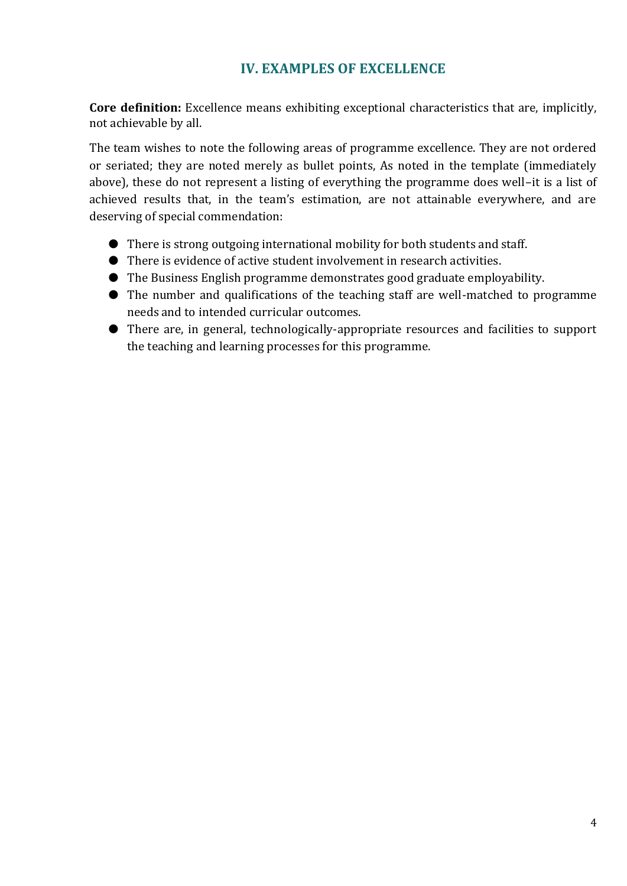## IV. EXAMPLES OF EXCELLENCE

**Core definition:** Excellence means exhibiting exceptional characteristics that are, implicitly, not achievable by all.

The team wishes to note the following areas of programme excellence. They are not ordered or seriated; they are noted merely as bullet points, As noted in the template (immediately above), these do not represent a listing of everything the programme does well–it is a list of achieved results that, in the team's estimation, are not attainable everywhere, and are deserving of special commendation:

- There is strong outgoing international mobility for both students and staff.
- There is evidence of active student involvement in research activities.
- The Business English programme demonstrates good graduate employability.
- The number and qualifications of the teaching staff are well-matched to programme needs and to intended curricular outcomes.
- There are, in general, technologically-appropriate resources and facilities to support the teaching and learning processes for this programme.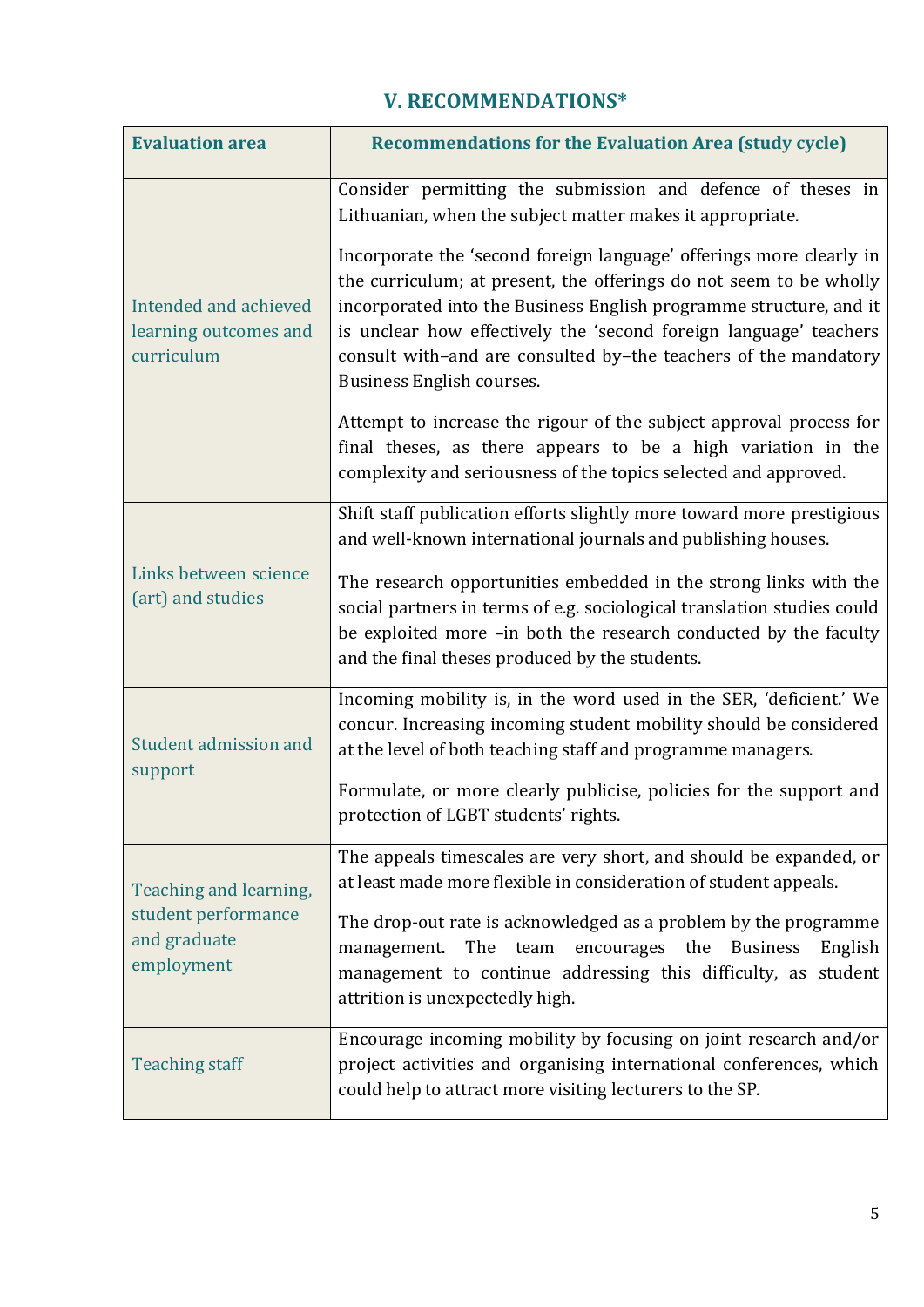## V. RECOMMENDATIONS*

| Evaluation area | Recommendations for the Evaluation Area (study cycle) |
|---|---|
| Intended and achieved learning outcomes and curriculum | Consider permitting the submission and defence of theses in Lithuanian, when the subject matter makes it appropriate.<br><br>Incorporate the 'second foreign language' offerings more clearly in the curriculum; at present, the offerings do not seem to be wholly incorporated into the Business English programme structure, and it is unclear how effectively the 'second foreign language' teachers consult with–and are consulted by–the teachers of the mandatory Business English courses.<br><br>Attempt to increase the rigour of the subject approval process for final theses, as there appears to be a high variation in the complexity and seriousness of the topics selected and approved. |
| Links between science (art) and studies | Shift staff publication efforts slightly more toward more prestigious and well-known international journals and publishing houses.<br><br>The research opportunities embedded in the strong links with the social partners in terms of e.g. sociological translation studies could be exploited more –in both the research conducted by the faculty and the final theses produced by the students. |
| Student admission and support | Incoming mobility is, in the word used in the SER, 'deficient.' We concur. Increasing incoming student mobility should be considered at the level of both teaching staff and programme managers.<br><br>Formulate, or more clearly publicise, policies for the support and protection of LGBT students' rights. |
| Teaching and learning, student performance and graduate employment | The appeals timescales are very short, and should be expanded, or at least made more flexible in consideration of student appeals.<br><br>The drop-out rate is acknowledged as a problem by the programme management. The team encourages the Business English management to continue addressing this difficulty, as student attrition is unexpectedly high. |
| Teaching staff | Encourage incoming mobility by focusing on joint research and/or project activities and organising international conferences, which could help to attract more visiting lecturers to the SP. |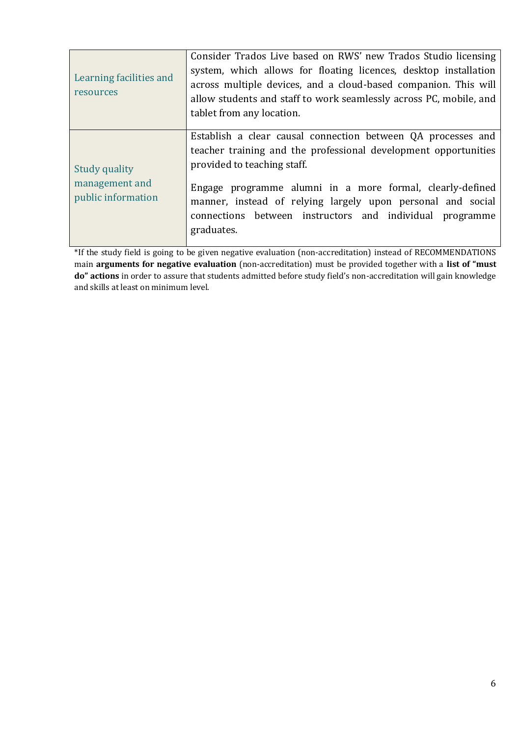| | |
|---|---|
| Learning facilities and resources | Consider Trados Live based on RWS' new Trados Studio licensing system, which allows for floating licences, desktop installation across multiple devices, and a cloud-based companion. This will allow students and staff to work seamlessly across PC, mobile, and tablet from any location. |
| Study quality management and public information | Establish a clear causal connection between QA processes and teacher training and the professional development opportunities provided to teaching staff.<br><br>Engage programme alumni in a more formal, clearly-defined manner, instead of relying largely upon personal and social connections between instructors and individual programme graduates. |

*If the study field is going to be given negative evaluation (non-accreditation) instead of RECOMMENDATIONS main **arguments for negative evaluation** (non-accreditation) must be provided together with a **list of "must do" actions** in order to assure that students admitted before study field's non-accreditation will gain knowledge and skills at least on minimum level.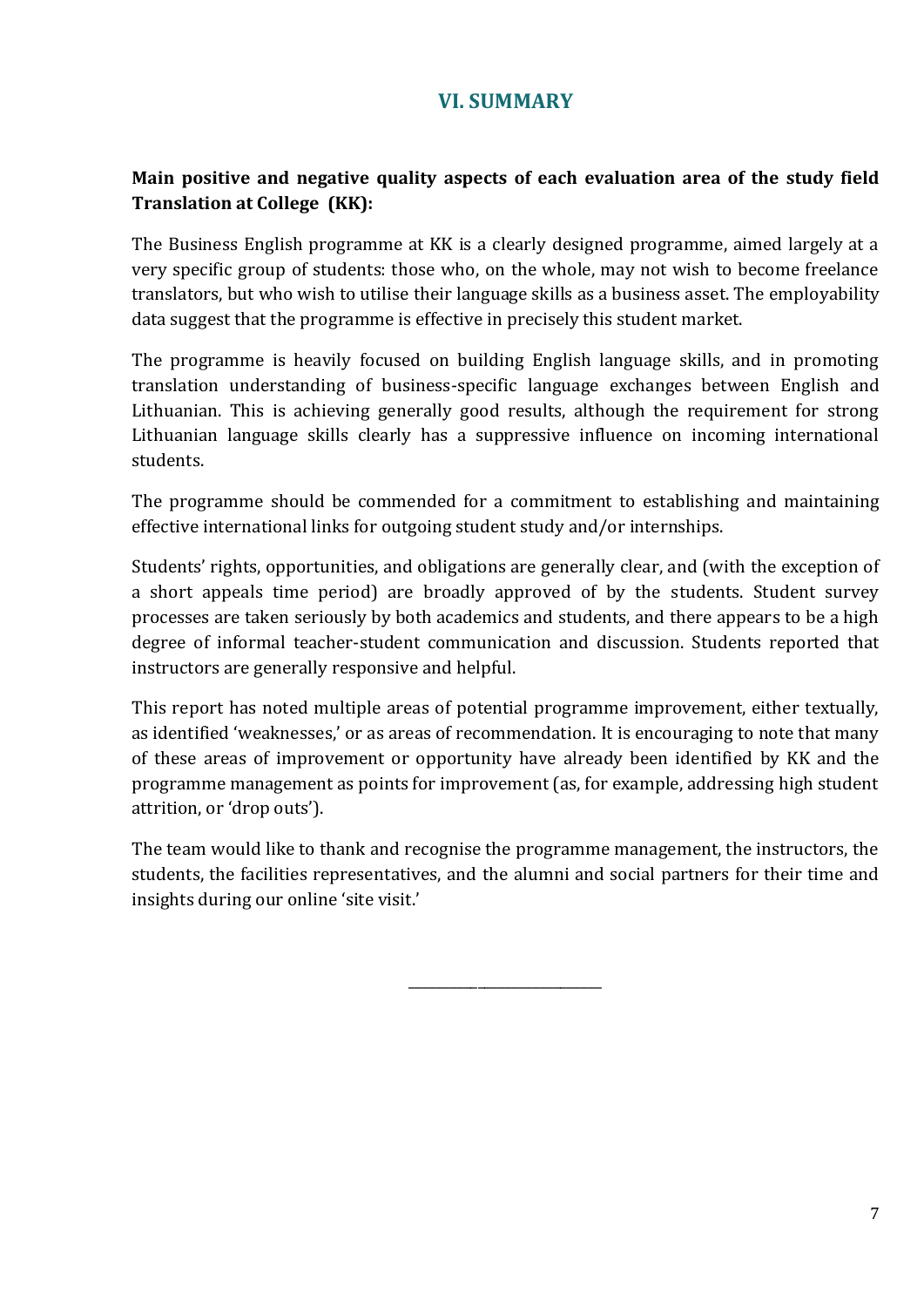## VI. SUMMARY

**Main positive and negative quality aspects of each evaluation area of the study field Translation at College (KK):**

The Business English programme at KK is a clearly designed programme, aimed largely at a very specific group of students: those who, on the whole, may not wish to become freelance translators, but who wish to utilise their language skills as a business asset. The employability data suggest that the programme is effective in precisely this student market.

The programme is heavily focused on building English language skills, and in promoting translation understanding of business-specific language exchanges between English and Lithuanian. This is achieving generally good results, although the requirement for strong Lithuanian language skills clearly has a suppressive influence on incoming international students.

The programme should be commended for a commitment to establishing and maintaining effective international links for outgoing student study and/or internships.

Students' rights, opportunities, and obligations are generally clear, and (with the exception of a short appeals time period) are broadly approved of by the students. Student survey processes are taken seriously by both academics and students, and there appears to be a high degree of informal teacher-student communication and discussion. Students reported that instructors are generally responsive and helpful.

This report has noted multiple areas of potential programme improvement, either textually, as identified 'weaknesses,' or as areas of recommendation. It is encouraging to note that many of these areas of improvement or opportunity have already been identified by KK and the programme management as points for improvement (as, for example, addressing high student attrition, or 'drop outs').

The team would like to thank and recognise the programme management, the instructors, the students, the facilities representatives, and the alumni and social partners for their time and insights during our online 'site visit.'

\_\_\_\_\_\_\_\_\_\_\_\_\_\_\_\_\_\_\_\_\_\_\_\_\_\_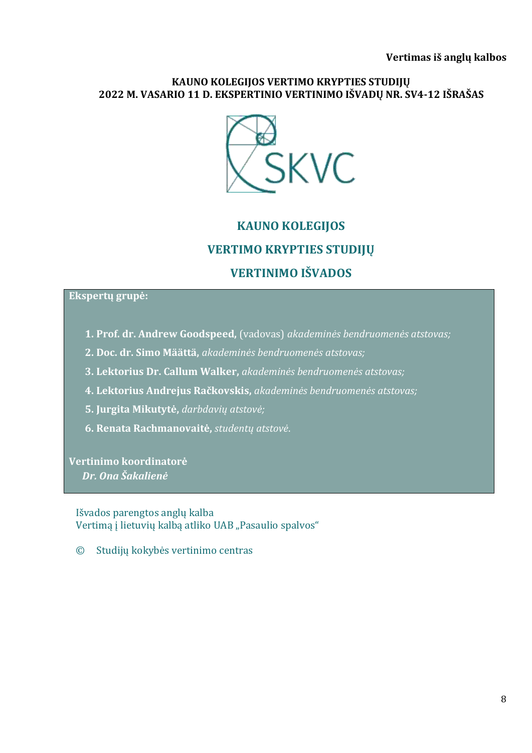**Vertimas iš anglų kalbos**

**KAUNO KOLEGIJOS VERTIMO KRYPTIES STUDIJŲ**
**2022 M. VASARIO 11 D. EKSPERTINIO VERTINIMO IŠVADŲ NR. SV4-12 IŠRAŠAS**

SKVC

## KAUNO KOLEGIJOS

## VERTIMO KRYPTIES STUDIJŲ

## VERTINIMO IŠVADOS

**Ekspertų grupė:**

1. **Prof. dr. Andrew Goodspeed,** (vadovas) *akademinės bendruomenės atstovas;*
2. **Doc. dr. Simo Määttä,** *akademinės bendruomenės atstovas;*
3. **Lektorius Dr. Callum Walker,** *akademinės bendruomenės atstovas;*
4. **Lektorius Andrejus Račkovskis,** *akademinės bendruomenės atstovas;*
5. **Jurgita Mikutytė,** *darbdavių atstovė;*
6. **Renata Rachmanovaitė,** *studentų atstovė.*

**Vertinimo koordinatorė**
***Dr. Ona Šakalienė***

Išvados parengtos anglų kalba
Vertimą į lietuvių kalbą atliko UAB „Pasaulio spalvos“

© Studijų kokybės vertinimo centras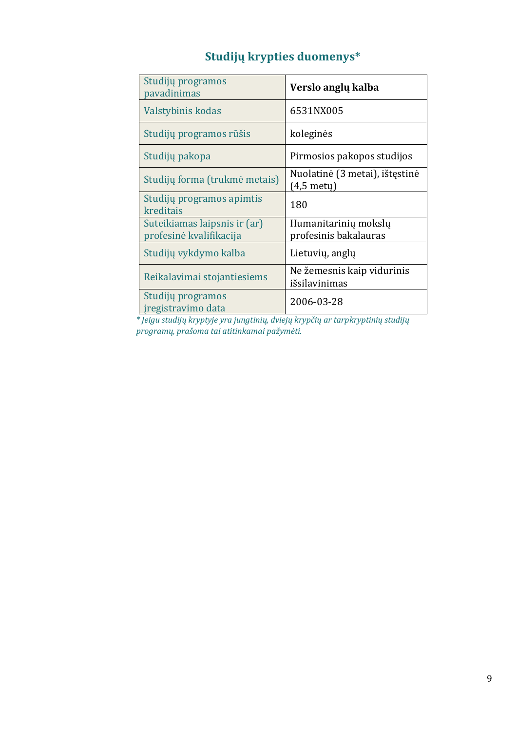## Studijų krypties duomenys*

| Studijų programos pavadinimas | **Verslo anglų kalba** |
|---|---|
| Valstybinis kodas | 6531NX005 |
| Studijų programos rūšis | koleginės |
| Studijų pakopa | Pirmosios pakopos studijos |
| Studijų forma (trukmė metais) | Nuolatinė (3 metai), ištęstinė (4,5 metų) |
| Studijų programos apimtis kreditais | 180 |
| Suteikiamas laipsnis ir (ar) profesinė kvalifikacija | Humanitarinių mokslų profesinis bakalauras |
| Studijų vykdymo kalba | Lietuvių, anglų |
| Reikalavimai stojantiesiems | Ne žemesnis kaip vidurinis išsilavinimas |
| Studijų programos įregistravimo data | 2006-03-28 |

*\* Jeigu studijų kryptyje yra jungtinių, dviejų krypčių ar tarpkryptinių studijų programų, prašoma tai atitinkamai pažymėti.*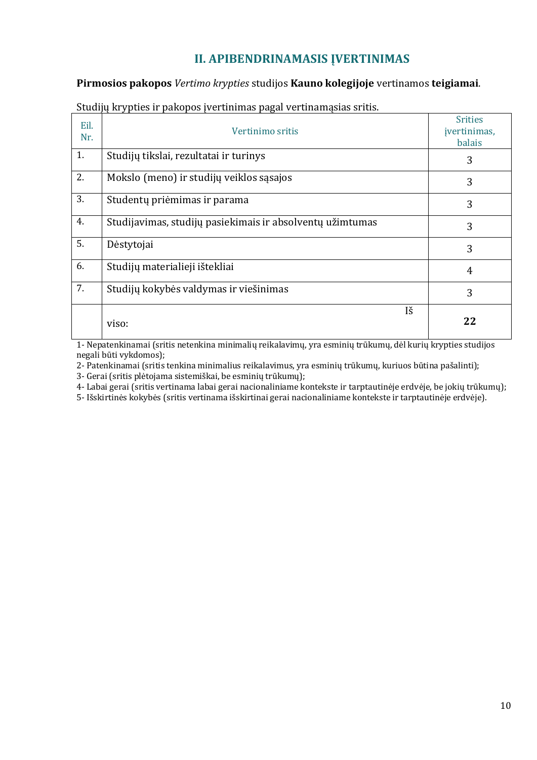## II. APIBENDRINAMASIS ĮVERTINIMAS

**Pirmosios pakopos** *Vertimo krypties* studijos **Kauno kolegijoje** vertinamos **teigiamai**.

Studijų krypties ir pakopos įvertinimas pagal vertinamąsias sritis.

| Eil. Nr. | Vertinimo sritis | Srities įvertinimas, balais |
|---|---|---|
| 1. | Studijų tikslai, rezultatai ir turinys | 3 |
| 2. | Mokslo (meno) ir studijų veiklos sąsajos | 3 |
| 3. | Studentų priėmimas ir parama | 3 |
| 4. | Studijavimas, studijų pasiekimai ir absolventų užimtumas | 3 |
| 5. | Dėstytojai | 3 |
| 6. | Studijų materialieji ištekliai | 4 |
| 7. | Studijų kokybės valdymas ir viešinimas | 3 |
| | Iš viso: | **22** |

1- Nepatenkinamai (sritis netenkina minimalių reikalavimų, yra esminių trūkumų, dėl kurių krypties studijos negali būti vykdomos);
2- Patenkinamai (sritis tenkina minimalius reikalavimus, yra esminių trūkumų, kuriuos būtina pašalinti);
3- Gerai (sritis plėtojama sistemiškai, be esminių trūkumų);
4- Labai gerai (sritis vertinama labai gerai nacionaliniame kontekste ir tarptautinėje erdvėje, be jokių trūkumų);
5- Išskirtinės kokybės (sritis vertinama išskirtinai gerai nacionaliniame kontekste ir tarptautinėje erdvėje).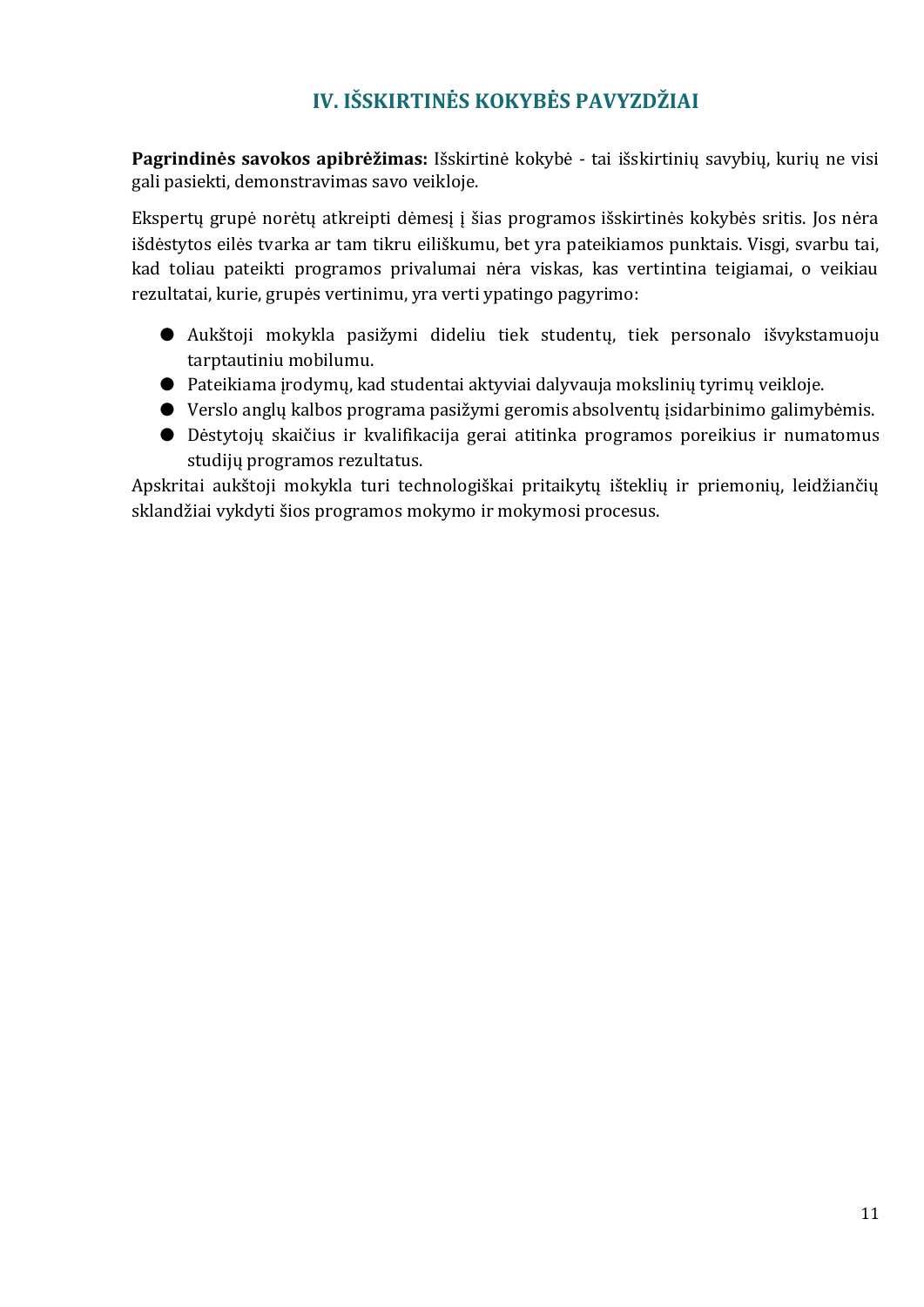# IV. IŠSKIRTINĖS KOKYBĖS PAVYZDŽIAI

**Pagrindinės savokos apibrėžimas:** Išskirtinė kokybė - tai išskirtinių savybių, kurių ne visi gali pasiekti, demonstravimas savo veikloje.

Ekspertų grupė norėtų atkreipti dėmesį į šias programos išskirtinės kokybės sritis. Jos nėra išdėstytos eilės tvarka ar tam tikru eiliškumu, bet yra pateikiamos punktais. Visgi, svarbu tai, kad toliau pateikti programos privalumai nėra viskas, kas vertintina teigiamai, o veikiau rezultatai, kurie, grupės vertinimu, yra verti ypatingo pagyrimo:

- Aukštoji mokykla pasižymi dideliu tiek studentų, tiek personalo išvykstamuoju tarptautiniu mobilumu.
- Pateikiama įrodymų, kad studentai aktyviai dalyvauja mokslinių tyrimų veikloje.
- Verslo anglų kalbos programa pasižymi geromis absolventų įsidarbinimo galimybėmis.
- Dėstytojų skaičius ir kvalifikacija gerai atitinka programos poreikius ir numatomus studijų programos rezultatus.

Apskritai aukštoji mokykla turi technologiškai pritaikytų išteklių ir priemonių, leidžiančių sklandžiai vykdyti šios programos mokymo ir mokymosi procesus.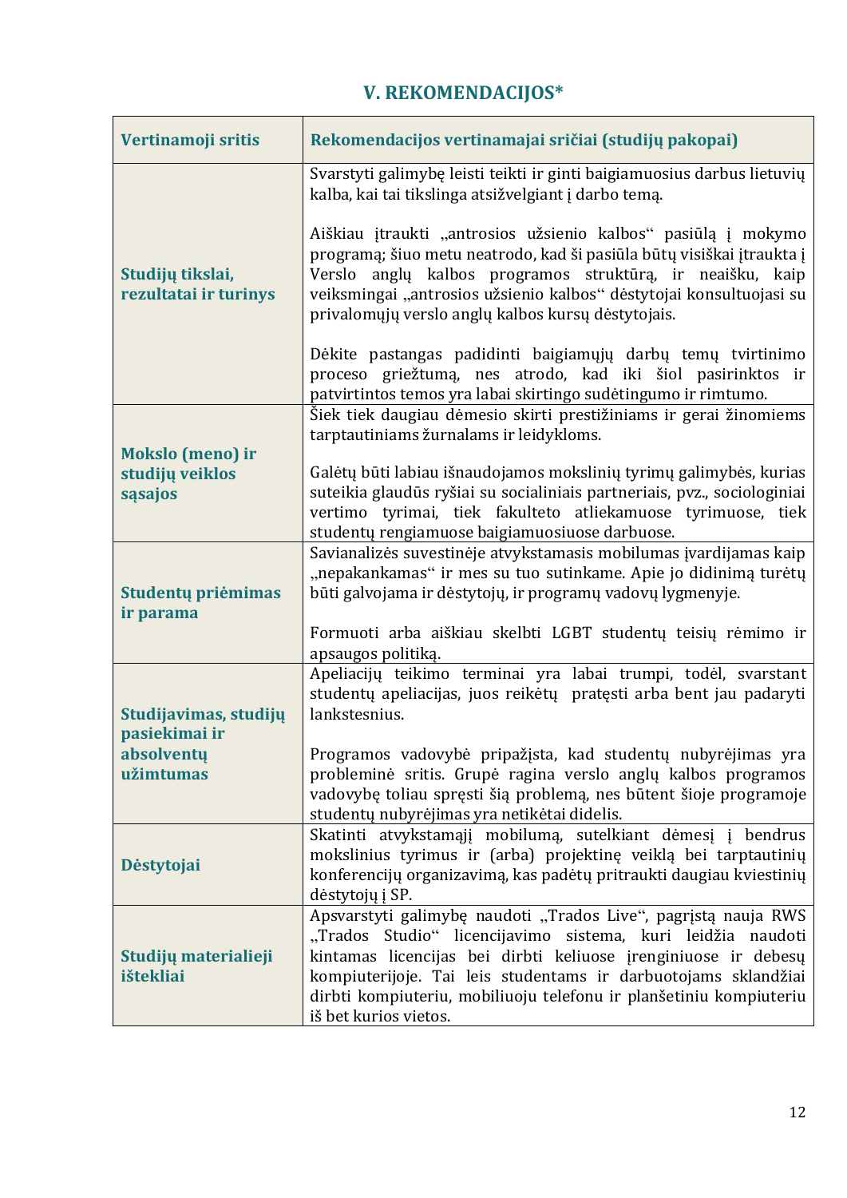## V. REKOMENDACIJOS*

| Vertinamoji sritis | Rekomendacijos vertinamajai sričiai (studijų pakopai) |
|---|---|
| Studijų tikslai, rezultatai ir turinys | Svarstyti galimybę leisti teikti ir ginti baigiamuosius darbus lietuvių kalba, kai tai tikslinga atsižvelgiant į darbo temą.<br><br>Aiškiau įtraukti „antrosios užsienio kalbos“ pasiūlą į mokymo programą; šiuo metu neatrodo, kad ši pasiūla būtų visiškai įtraukta į Verslo anglų kalbos programos struktūrą, ir neaišku, kaip veiksmingai „antrosios užsienio kalbos“ dėstytojai konsultuojasi su privalomųjų verslo anglų kalbos kursų dėstytojais.<br><br>Dėkite pastangas padidinti baigiamųjų darbų temų tvirtinimo proceso griežtumą, nes atrodo, kad iki šiol pasirinktos ir patvirtintos temos yra labai skirtingo sudėtingumo ir rimtumo. |
| Mokslo (meno) ir studijų veiklos sąsajos | Šiek tiek daugiau dėmesio skirti prestižiniams ir gerai žinomiems tarptautiniams žurnalams ir leidykloms.<br><br>Galėtų būti labiau išnaudojamos mokslinių tyrimų galimybės, kurias suteikia glaudūs ryšiai su socialiniais partneriais, pvz., sociologiniai vertimo tyrimai, tiek fakulteto atliekamuose tyrimuose, tiek studentų rengiamuose baigiamuosiuose darbuose. |
| Studentų priėmimas ir parama | Savianalizės suvestinėje atvykstamasis mobilumas įvardijamas kaip „nepakankamas“ ir mes su tuo sutinkame. Apie jo didinimą turėtų būti galvojama ir dėstytojų, ir programų vadovų lygmenyje.<br><br>Formuoti arba aiškiau skelbti LGBT studentų teisių rėmimo ir apsaugos politiką. |
| Studijavimas, studijų pasiekimai ir absolventų užimtumas | Apeliacijų teikimo terminai yra labai trumpi, todėl, svarstant studentų apeliacijas, juos reikėtų pratęsti arba bent jau padaryti lankstesnius.<br><br>Programos vadovybė pripažįsta, kad studentų nubyrėjimas yra probleminė sritis. Grupė ragina verslo anglų kalbos programos vadovybę toliau spręsti šią problemą, nes būtent šioje programoje studentų nubyrėjimas yra netikėtai didelis. |
| Dėstytojai | Skatinti atvykstamąjį mobilumą, sutelkiant dėmesį į bendrus mokslinius tyrimus ir (arba) projektinę veiklą bei tarptautinių konferencijų organizavimą, kas padėtų pritraukti daugiau kviestinių dėstytojų į SP. |
| Studijų materialieji ištekliai | Apsvarstyti galimybę naudoti „Trados Live“, pagrįstą nauja RWS „Trados Studio“ licencijavimo sistema, kuri leidžia naudoti kintamas licencijas bei dirbti keliuose įrenginiuose ir debesų kompiuterijoje. Tai leis studentams ir darbuotojams sklandžiai dirbti kompiuteriu, mobiliuoju telefonu ir planšetiniu kompiuteriu iš bet kurios vietos. |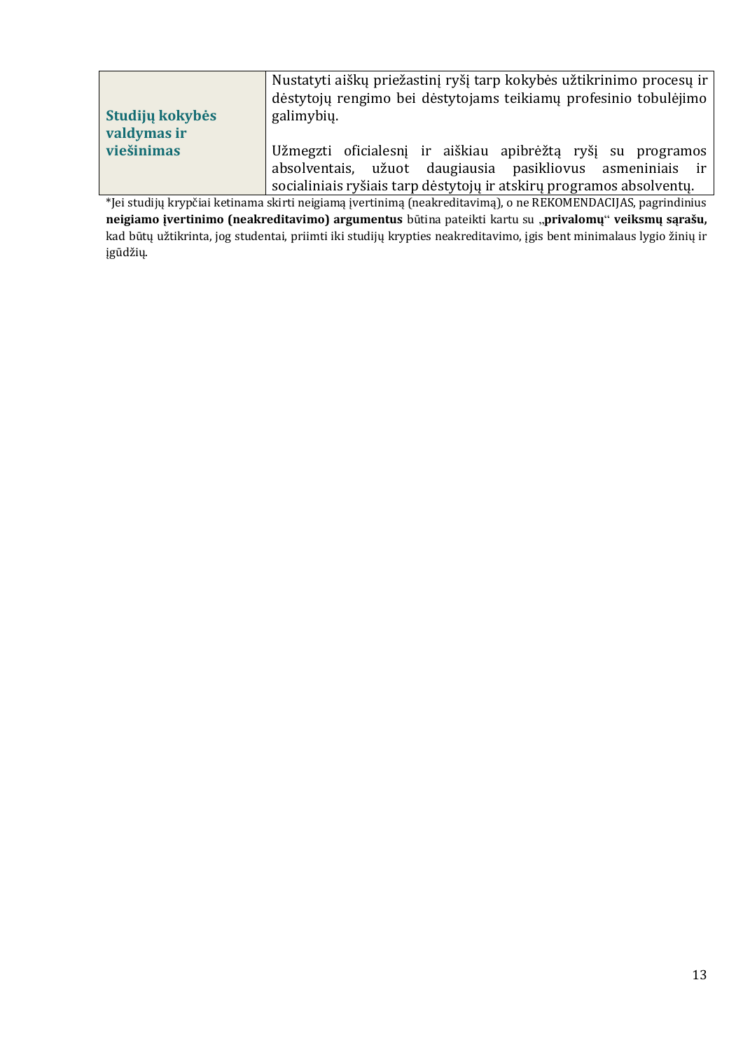| | |
|---|---|
| **Studijų kokybės valdymas ir viešinimas** | Nustatyti aiškų priežastinį ryšį tarp kokybės užtikrinimo procesų ir dėstytojų rengimo bei dėstytojams teikiamų profesinio tobulėjimo galimybių.<br><br>Užmegzti oficialesnį ir aiškiau apibrėžtą ryšį su programos absolventais, užuot daugiausia pasikliovus asmeniniais ir socialiniais ryšiais tarp dėstytojų ir atskirų programos absolventų. |

*Jei studijų krypčiai ketinama skirti neigiamą įvertinimą (neakreditavimą), o ne REKOMENDACIJAS, pagrindinius **neigiamo įvertinimo (neakreditavimo) argumentus** būtina pateikti kartu su „**privalomų**“ **veiksmų sąrašu,** kad būtų užtikrinta, jog studentai, priimti iki studijų krypties neakreditavimo, įgis bent minimalaus lygio žinių ir įgūdžių.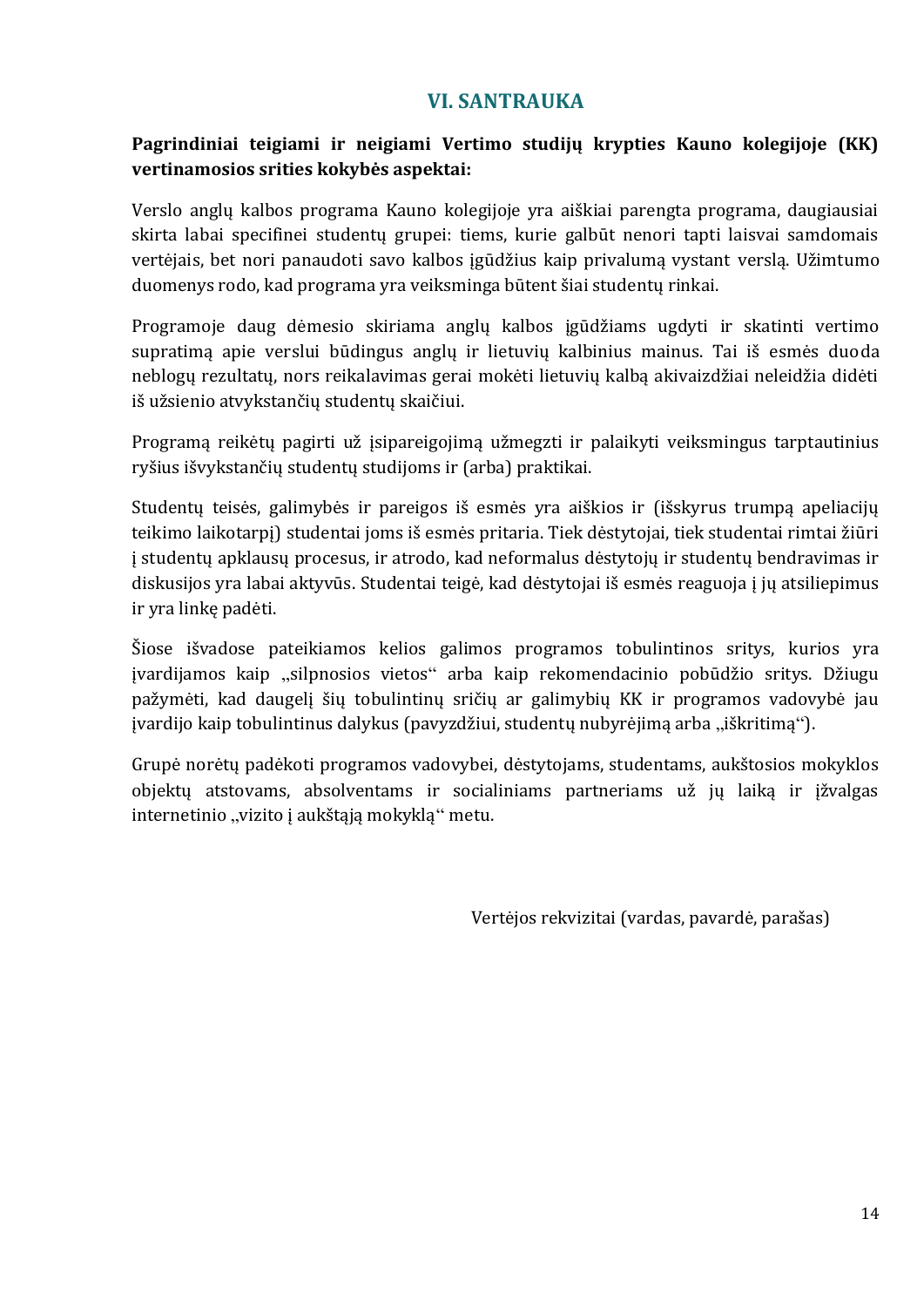## VI. SANTRAUKA

**Pagrindiniai teigiami ir neigiami Vertimo studijų krypties Kauno kolegijoje (KK) vertinamosios srities kokybės aspektai:**

Verslo anglų kalbos programa Kauno kolegijoje yra aiškiai parengta programa, daugiausiai skirta labai specifinei studentų grupei: tiems, kurie galbūt nenori tapti laisvai samdomais vertėjais, bet nori panaudoti savo kalbos įgūdžius kaip privalumą vystant verslą. Užimtumo duomenys rodo, kad programa yra veiksminga būtent šiai studentų rinkai.

Programoje daug dėmesio skiriama anglų kalbos įgūdžiams ugdyti ir skatinti vertimo supratimą apie verslui būdingus anglų ir lietuvių kalbinius mainus. Tai iš esmės duoda neblogų rezultatų, nors reikalavimas gerai mokėti lietuvių kalbą akivaizdžiai neleidžia didėti iš užsienio atvykstančių studentų skaičiui.

Programą reikėtų pagirti už įsipareigojimą užmegzti ir palaikyti veiksmingus tarptautinius ryšius išvykstančių studentų studijoms ir (arba) praktikai.

Studentų teisės, galimybės ir pareigos iš esmės yra aiškios ir (išskyrus trumpą apeliacijų teikimo laikotarpį) studentai joms iš esmės pritaria. Tiek dėstytojai, tiek studentai rimtai žiūri į studentų apklausų procesus, ir atrodo, kad neformalus dėstytojų ir studentų bendravimas ir diskusijos yra labai aktyvūs. Studentai teigė, kad dėstytojai iš esmės reaguoja į jų atsiliepimus ir yra linkę padėti.

Šiose išvadose pateikiamos kelios galimos programos tobulintinos sritys, kurios yra įvardijamos kaip „silpnosios vietos" arba kaip rekomendacinio pobūdžio sritys. Džiugu pažymėti, kad daugelį šių tobulintinų sričių ar galimybių KK ir programos vadovybė jau įvardijo kaip tobulintinus dalykus (pavyzdžiui, studentų nubyrėjimą arba „iškritimą").

Grupė norėtų padėkoti programos vadovybei, dėstytojams, studentams, aukštosios mokyklos objektų atstovams, absolventams ir socialiniams partneriams už jų laiką ir įžvalgas internetinio „vizito į aukštąją mokyklą" metu.

Vertėjos rekvizitai (vardas, pavardė, parašas)